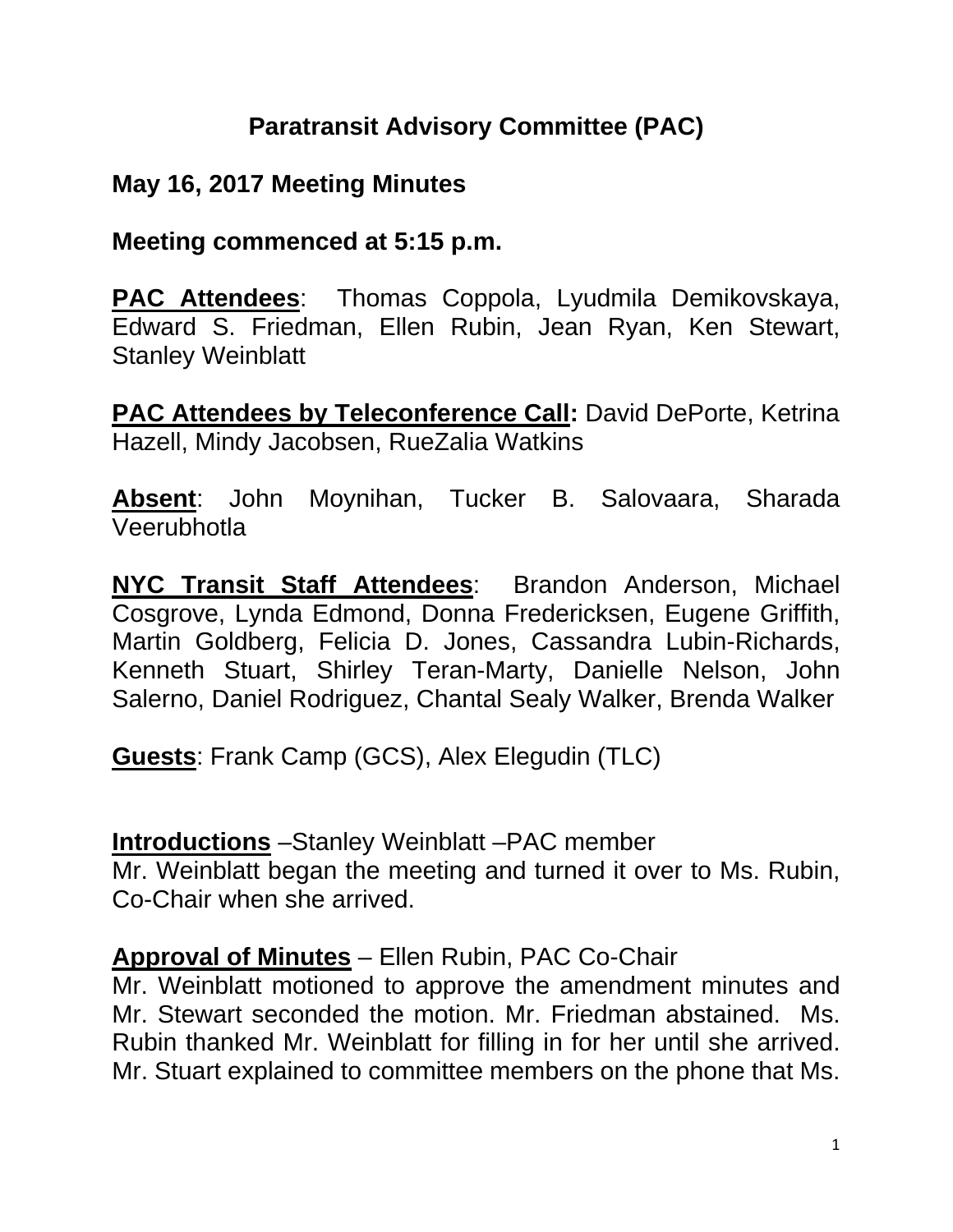# Paratransit Advisory Committee (PAC)

## May 16, 2017 Meeting Minutes

**Meeting commenced at 5:15 p.m.**

**PAC Attendees**: Thomas Coppola, Lyudmila Demikovskaya, Edward S. Friedman, Ellen Rubin, Jean Ryan, Ken Stewart, Stanley Weinblatt

**PAC Attendees by Teleconference Call:** David DePorte, Ketrina Hazell, Mindy Jacobsen, RueZalia Watkins

**Absent**: John Moynihan, Tucker B. Salovaara, Sharada Veerubhotla

**NYC Transit Staff Attendees**: Brandon Anderson, Michael Cosgrove, Lynda Edmond, Donna Fredericksen, Eugene Griffith, Martin Goldberg, Felicia D. Jones, Cassandra Lubin-Richards, Kenneth Stuart, Shirley Teran-Marty, Danielle Nelson, John Salerno, Daniel Rodriguez, Chantal Sealy Walker, Brenda Walker

**Guests**: Frank Camp (GCS), Alex Elegudin (TLC)

**Introductions** –Stanley Weinblatt –PAC member
Mr. Weinblatt began the meeting and turned it over to Ms. Rubin, Co-Chair when she arrived.

**Approval of Minutes** – Ellen Rubin, PAC Co-Chair
Mr. Weinblatt motioned to approve the amendment minutes and Mr. Stewart seconded the motion. Mr. Friedman abstained. Ms. Rubin thanked Mr. Weinblatt for filling in for her until she arrived. Mr. Stuart explained to committee members on the phone that Ms.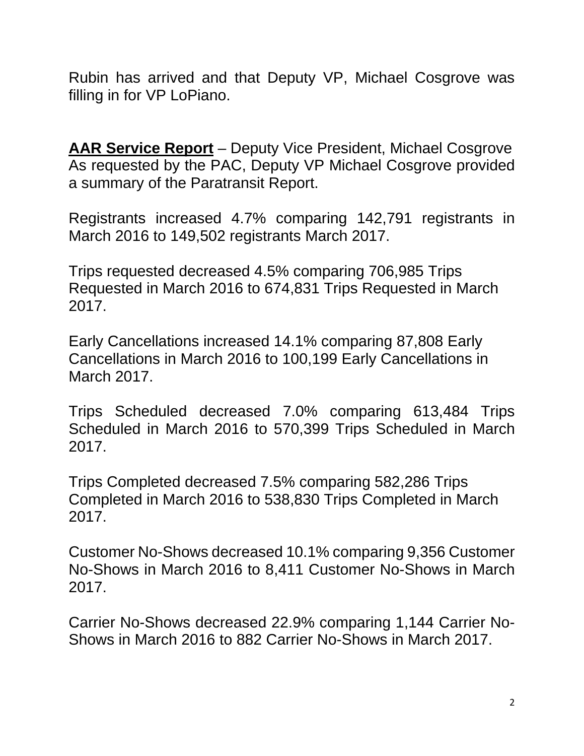Rubin has arrived and that Deputy VP, Michael Cosgrove was filling in for VP LoPiano.

**<u>AAR Service Report</u>** – Deputy Vice President, Michael Cosgrove
As requested by the PAC, Deputy VP Michael Cosgrove provided a summary of the Paratransit Report.

Registrants increased 4.7% comparing 142,791 registrants in March 2016 to 149,502 registrants March 2017.

Trips requested decreased 4.5% comparing 706,985 Trips Requested in March 2016 to 674,831 Trips Requested in March 2017.

Early Cancellations increased 14.1% comparing 87,808 Early Cancellations in March 2016 to 100,199 Early Cancellations in March 2017.

Trips Scheduled decreased 7.0% comparing 613,484 Trips Scheduled in March 2016 to 570,399 Trips Scheduled in March 2017.

Trips Completed decreased 7.5% comparing 582,286 Trips Completed in March 2016 to 538,830 Trips Completed in March 2017.

Customer No-Shows decreased 10.1% comparing 9,356 Customer No-Shows in March 2016 to 8,411 Customer No-Shows in March 2017.

Carrier No-Shows decreased 22.9% comparing 1,144 Carrier No-Shows in March 2016 to 882 Carrier No-Shows in March 2017.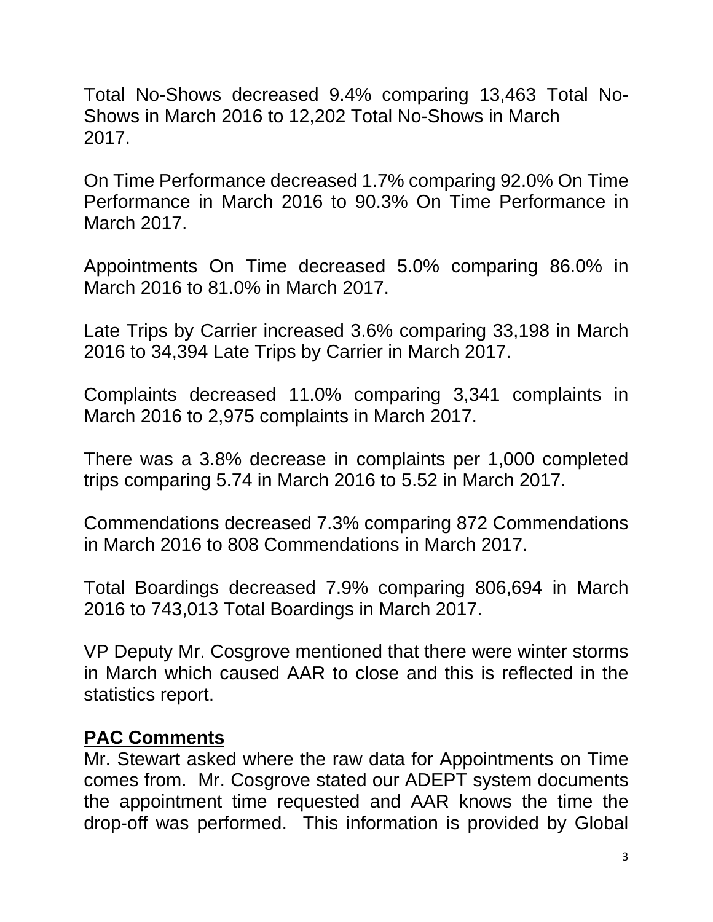Total No-Shows decreased 9.4% comparing 13,463 Total No-Shows in March 2016 to 12,202 Total No-Shows in March 2017.

On Time Performance decreased 1.7% comparing 92.0% On Time Performance in March 2016 to 90.3% On Time Performance in March 2017.

Appointments On Time decreased 5.0% comparing 86.0% in March 2016 to 81.0% in March 2017.

Late Trips by Carrier increased 3.6% comparing 33,198 in March 2016 to 34,394 Late Trips by Carrier in March 2017.

Complaints decreased 11.0% comparing 3,341 complaints in March 2016 to 2,975 complaints in March 2017.

There was a 3.8% decrease in complaints per 1,000 completed trips comparing 5.74 in March 2016 to 5.52 in March 2017.

Commendations decreased 7.3% comparing 872 Commendations in March 2016 to 808 Commendations in March 2017.

Total Boardings decreased 7.9% comparing 806,694 in March 2016 to 743,013 Total Boardings in March 2017.

VP Deputy Mr. Cosgrove mentioned that there were winter storms in March which caused AAR to close and this is reflected in the statistics report.

**PAC Comments**

Mr. Stewart asked where the raw data for Appointments on Time comes from. Mr. Cosgrove stated our ADEPT system documents the appointment time requested and AAR knows the time the drop-off was performed. This information is provided by Global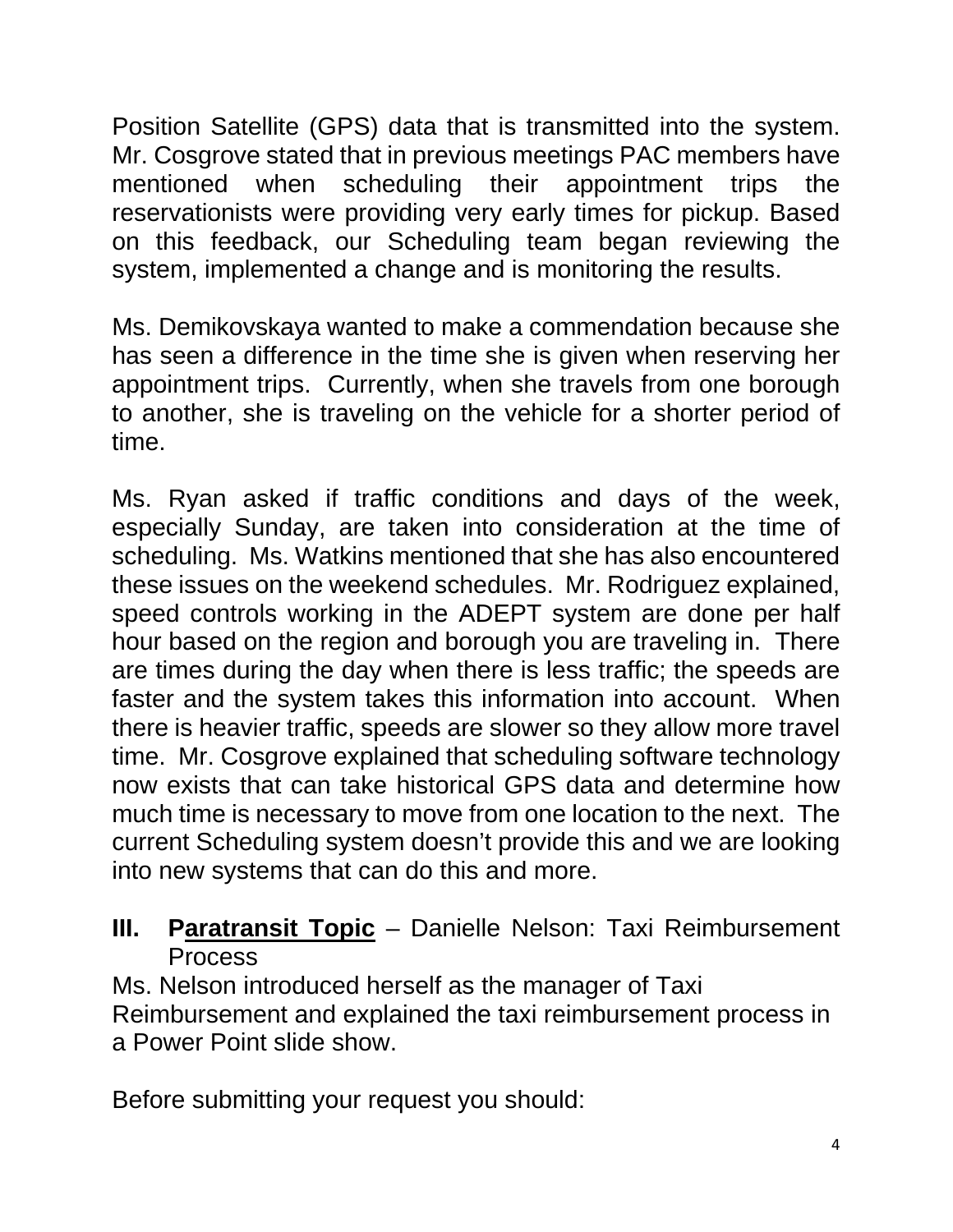Position Satellite (GPS) data that is transmitted into the system. Mr. Cosgrove stated that in previous meetings PAC members have mentioned when scheduling their appointment trips the reservationists were providing very early times for pickup. Based on this feedback, our Scheduling team began reviewing the system, implemented a change and is monitoring the results.

Ms. Demikovskaya wanted to make a commendation because she has seen a difference in the time she is given when reserving her appointment trips. Currently, when she travels from one borough to another, she is traveling on the vehicle for a shorter period of time.

Ms. Ryan asked if traffic conditions and days of the week, especially Sunday, are taken into consideration at the time of scheduling. Ms. Watkins mentioned that she has also encountered these issues on the weekend schedules. Mr. Rodriguez explained, speed controls working in the ADEPT system are done per half hour based on the region and borough you are traveling in. There are times during the day when there is less traffic; the speeds are faster and the system takes this information into account. When there is heavier traffic, speeds are slower so they allow more travel time. Mr. Cosgrove explained that scheduling software technology now exists that can take historical GPS data and determine how much time is necessary to move from one location to the next. The current Scheduling system doesn't provide this and we are looking into new systems that can do this and more.

## III. **Paratransit Topic** – Danielle Nelson: Taxi Reimbursement Process

Ms. Nelson introduced herself as the manager of Taxi Reimbursement and explained the taxi reimbursement process in a Power Point slide show.

Before submitting your request you should: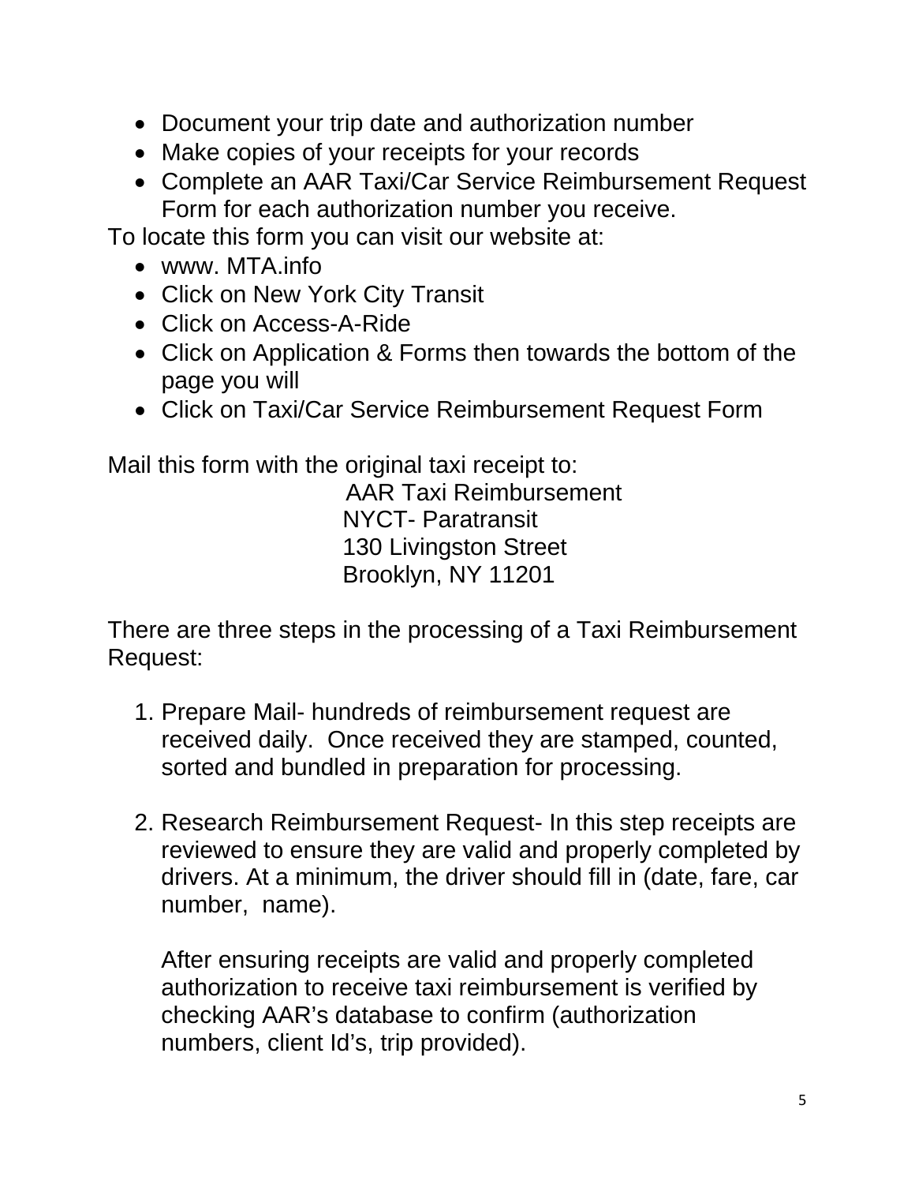- Document your trip date and authorization number
- Make copies of your receipts for your records
- Complete an AAR Taxi/Car Service Reimbursement Request Form for each authorization number you receive.

To locate this form you can visit our website at:

- www. MTA.info
- Click on New York City Transit
- Click on Access-A-Ride
- Click on Application & Forms then towards the bottom of the page you will
- Click on Taxi/Car Service Reimbursement Request Form

Mail this form with the original taxi receipt to:

AAR Taxi Reimbursement
NYCT- Paratransit
130 Livingston Street
Brooklyn, NY 11201

There are three steps in the processing of a Taxi Reimbursement Request:

1. Prepare Mail- hundreds of reimbursement request are received daily. Once received they are stamped, counted, sorted and bundled in preparation for processing.

2. Research Reimbursement Request- In this step receipts are reviewed to ensure they are valid and properly completed by drivers. At a minimum, the driver should fill in (date, fare, car number, name).

   After ensuring receipts are valid and properly completed authorization to receive taxi reimbursement is verified by checking AAR's database to confirm (authorization numbers, client Id's, trip provided).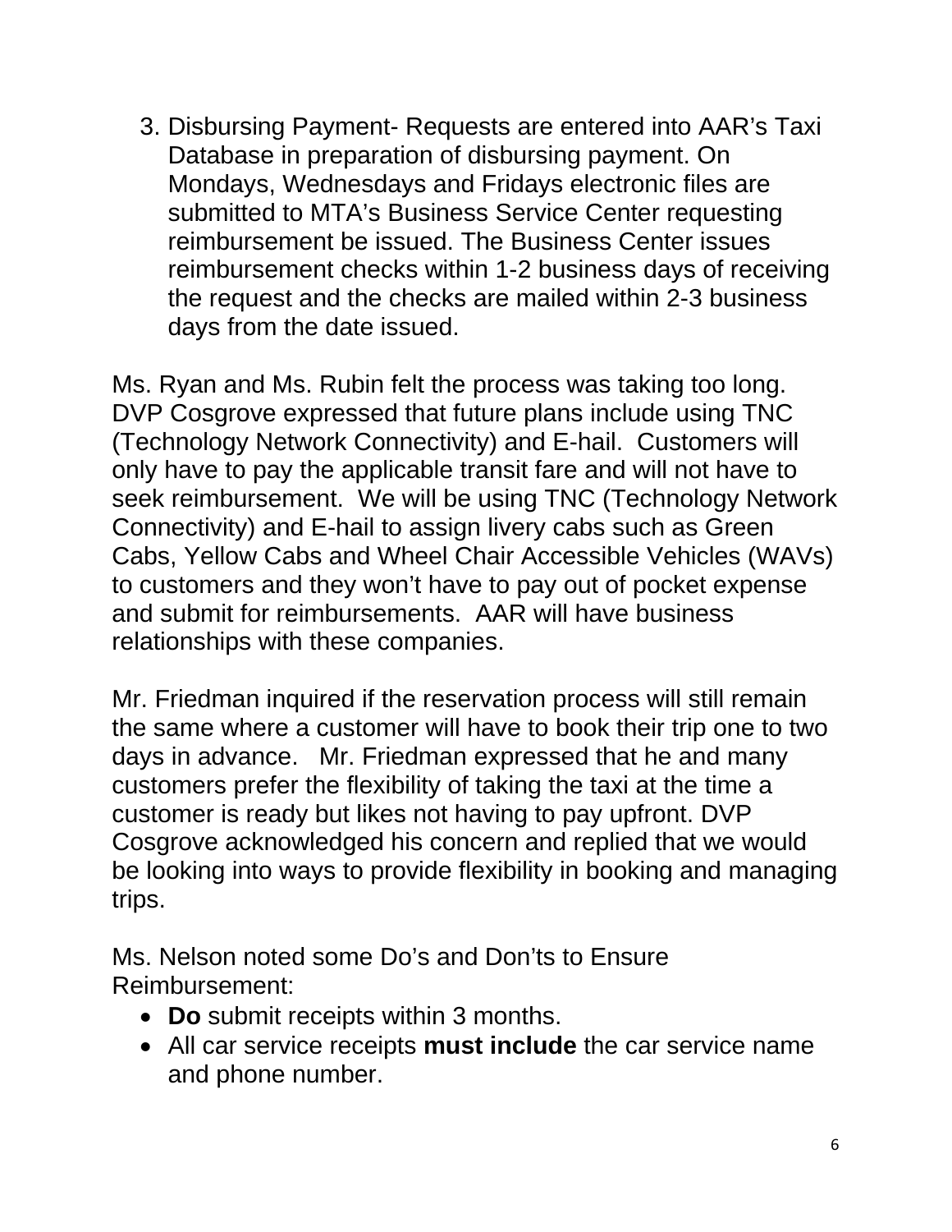3. Disbursing Payment- Requests are entered into AAR's Taxi Database in preparation of disbursing payment. On Mondays, Wednesdays and Fridays electronic files are submitted to MTA's Business Service Center requesting reimbursement be issued. The Business Center issues reimbursement checks within 1-2 business days of receiving the request and the checks are mailed within 2-3 business days from the date issued.

Ms. Ryan and Ms. Rubin felt the process was taking too long. DVP Cosgrove expressed that future plans include using TNC (Technology Network Connectivity) and E-hail. Customers will only have to pay the applicable transit fare and will not have to seek reimbursement. We will be using TNC (Technology Network Connectivity) and E-hail to assign livery cabs such as Green Cabs, Yellow Cabs and Wheel Chair Accessible Vehicles (WAVs) to customers and they won't have to pay out of pocket expense and submit for reimbursements. AAR will have business relationships with these companies.

Mr. Friedman inquired if the reservation process will still remain the same where a customer will have to book their trip one to two days in advance. Mr. Friedman expressed that he and many customers prefer the flexibility of taking the taxi at the time a customer is ready but likes not having to pay upfront. DVP Cosgrove acknowledged his concern and replied that we would be looking into ways to provide flexibility in booking and managing trips.

Ms. Nelson noted some Do's and Don'ts to Ensure Reimbursement:

- **Do** submit receipts within 3 months.
- All car service receipts **must include** the car service name and phone number.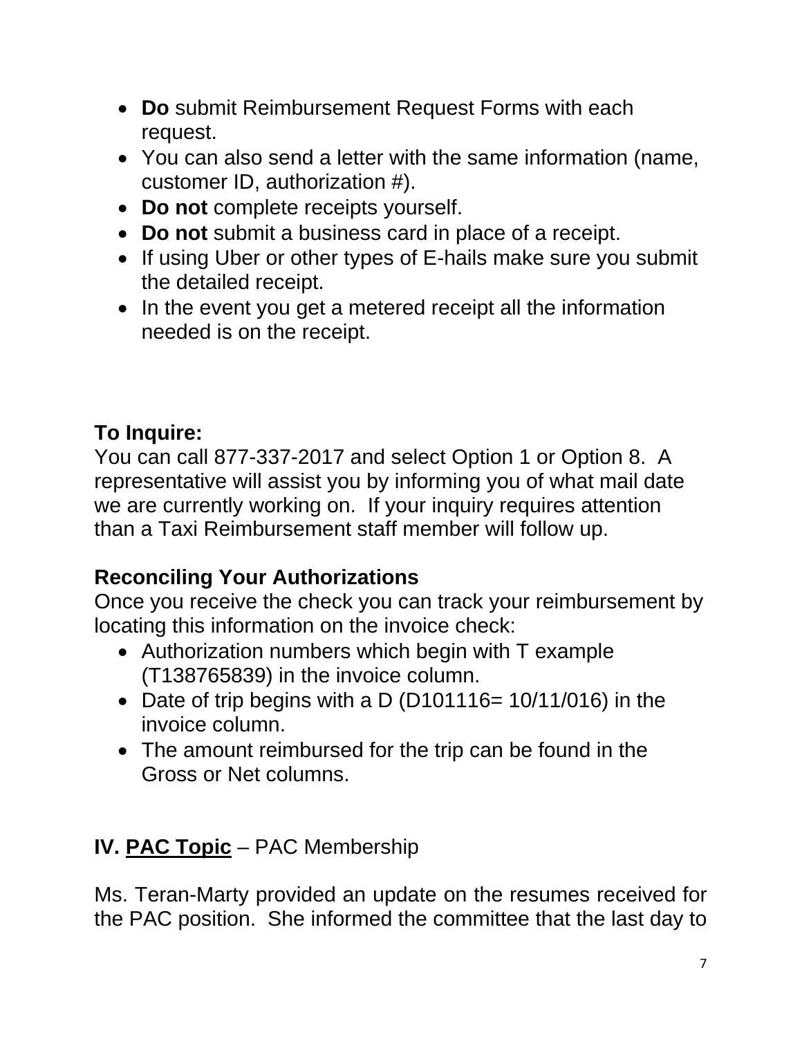- **Do** submit Reimbursement Request Forms with each request.
- You can also send a letter with the same information (name, customer ID, authorization #).
- **Do not** complete receipts yourself.
- **Do not** submit a business card in place of a receipt.
- If using Uber or other types of E-hails make sure you submit the detailed receipt.
- In the event you get a metered receipt all the information needed is on the receipt.

**To Inquire:**
You can call 877-337-2017 and select Option 1 or Option 8. A representative will assist you by informing you of what mail date we are currently working on. If your inquiry requires attention than a Taxi Reimbursement staff member will follow up.

**Reconciling Your Authorizations**
Once you receive the check you can track your reimbursement by locating this information on the invoice check:

- Authorization numbers which begin with T example (T138765839) in the invoice column.
- Date of trip begins with a D (D101116= 10/11/016) in the invoice column.
- The amount reimbursed for the trip can be found in the Gross or Net columns.

**IV. <u>PAC Topic</u>** – PAC Membership

Ms. Teran-Marty provided an update on the resumes received for the PAC position. She informed the committee that the last day to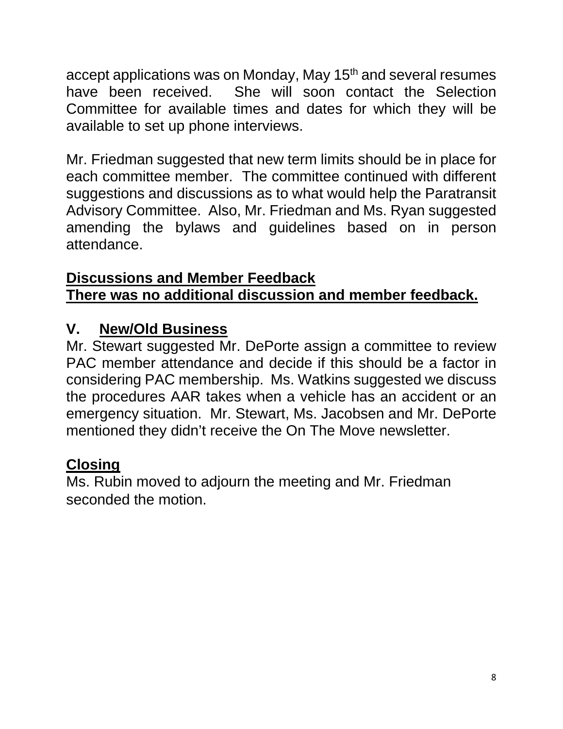accept applications was on Monday, May 15th and several resumes have been received. She will soon contact the Selection Committee for available times and dates for which they will be available to set up phone interviews.

Mr. Friedman suggested that new term limits should be in place for each committee member. The committee continued with different suggestions and discussions as to what would help the Paratransit Advisory Committee. Also, Mr. Friedman and Ms. Ryan suggested amending the bylaws and guidelines based on in person attendance.

## Discussions and Member Feedback

**There was no additional discussion and member feedback.**

## V. New/Old Business

Mr. Stewart suggested Mr. DePorte assign a committee to review PAC member attendance and decide if this should be a factor in considering PAC membership. Ms. Watkins suggested we discuss the procedures AAR takes when a vehicle has an accident or an emergency situation. Mr. Stewart, Ms. Jacobsen and Mr. DePorte mentioned they didn't receive the On The Move newsletter.

## Closing

Ms. Rubin moved to adjourn the meeting and Mr. Friedman seconded the motion.